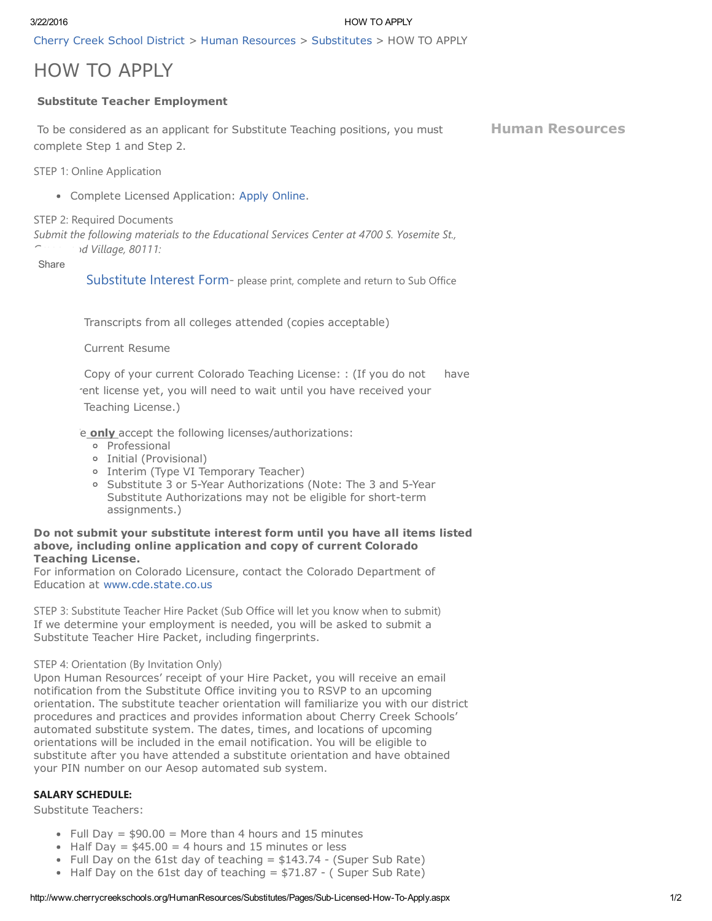Cherry Creek School District > Human Resources > Substitutes > HOW TO APPLY

# HOW TO APPLY

**Substitute Teacher Employment**

To be considered as an applicant for Substitute Teaching positions, you must complete Step 1 and Step 2.

**Human Resources**

STEP 1: Online Application

- Complete Licensed Application: Apply Online.

STEP 2: Required Documents

*Submit the following materials to the Educational Services Center at 4700 S. Yosemite St., Greenwood Village, 80111:*

Share

Substitute Interest Form- please print, complete and return to Sub Office

Transcripts from all colleges attended (copies acceptable)

Current Resume

Copy of your current Colorado Teaching License: : (If you do not have current license yet, you will need to wait until you have received your Teaching License.)

We **only** accept the following licenses/authorizations:

- Professional
- Initial (Provisional)
- Interim (Type VI Temporary Teacher)
- Substitute 3 or 5-Year Authorizations (Note: The 3 and 5-Year Substitute Authorizations may not be eligible for short-term assignments.)

**Do not submit your substitute interest form until you have all items listed above, including online application and copy of current Colorado Teaching License.**

For information on Colorado Licensure, contact the Colorado Department of Education at www.cde.state.co.us

STEP 3: Substitute Teacher Hire Packet (Sub Office will let you know when to submit)

If we determine your employment is needed, you will be asked to submit a Substitute Teacher Hire Packet, including fingerprints.

STEP 4: Orientation (By Invitation Only)

Upon Human Resources' receipt of your Hire Packet, you will receive an email notification from the Substitute Office inviting you to RSVP to an upcoming orientation. The substitute teacher orientation will familiarize you with our district procedures and practices and provides information about Cherry Creek Schools' automated substitute system. The dates, times, and locations of upcoming orientations will be included in the email notification. You will be eligible to substitute after you have attended a substitute orientation and have obtained your PIN number on our Aesop automated sub system.

**SALARY SCHEDULE:**

Substitute Teachers:

- Full Day = $90.00 = More than 4 hours and 15 minutes
- Half Day = $45.00 = 4 hours and 15 minutes or less
- Full Day on the 61st day of teaching = $143.74 - (Super Sub Rate)
- Half Day on the 61st day of teaching = $71.87 - ( Super Sub Rate)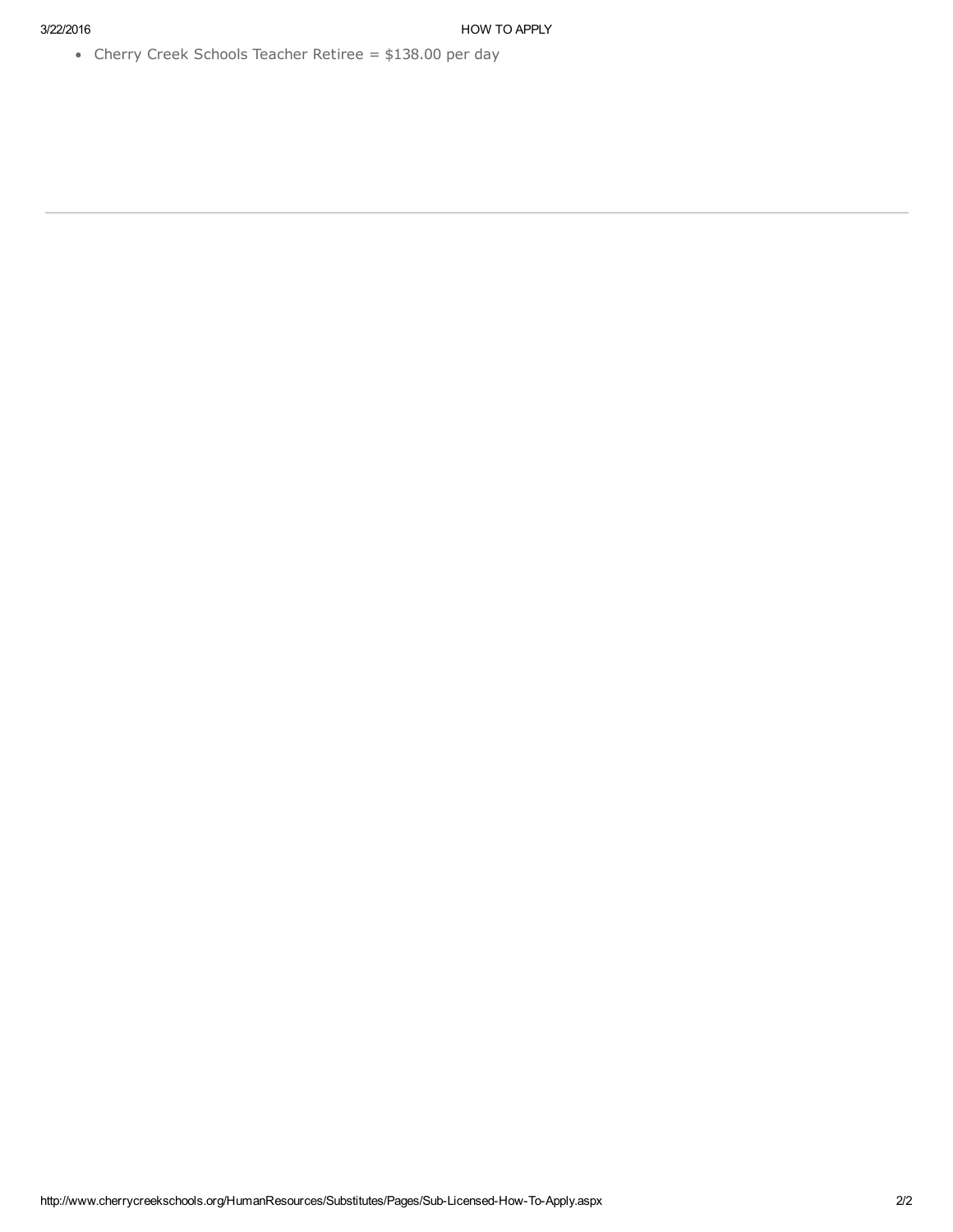- Cherry Creek Schools Teacher Retiree = $138.00 per day

---